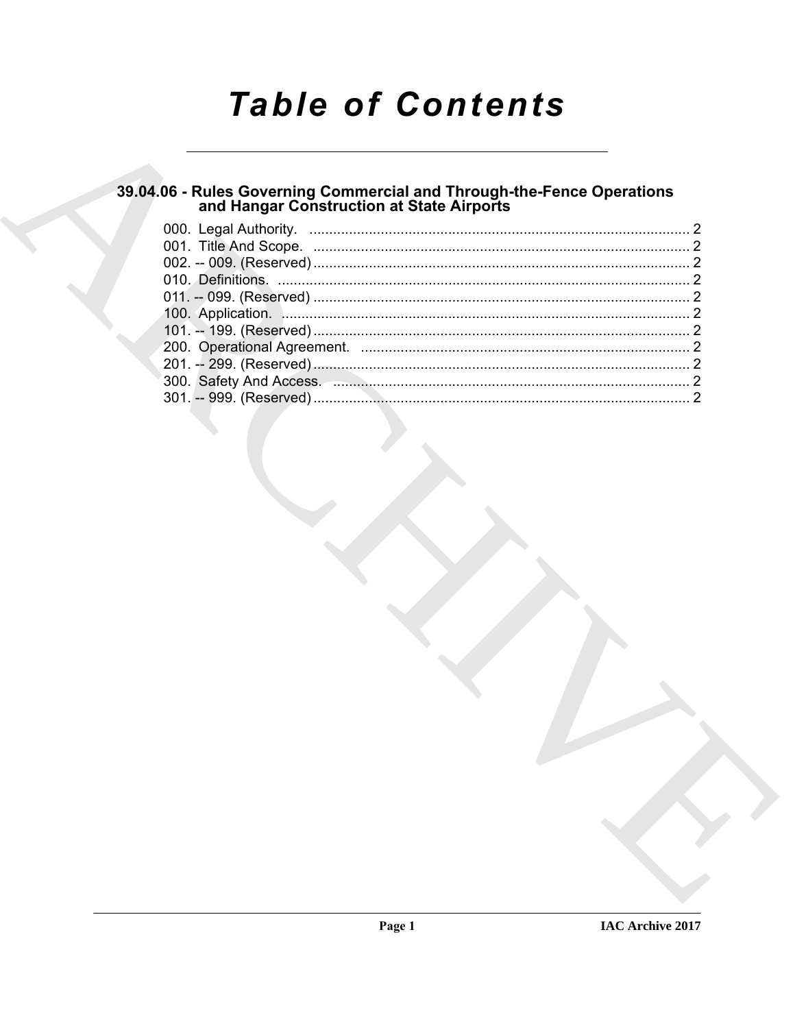# Table of Contents

## 39.04.06 - Rules Governing Commercial and Through-the-Fence Operations and Hangar Construction at State Airports

000. Legal Authority. ................................................................................................ 2
001. Title And Scope. ................................................................................................ 2
002. -- 009. (Reserved) ................................................................................................ 2
010. Definitions. ................................................................................................ 2
011. -- 099. (Reserved) ................................................................................................ 2
100. Application. ................................................................................................ 2
101. -- 199. (Reserved) ................................................................................................ 2
200. Operational Agreement. ................................................................................................ 2
201. -- 299. (Reserved) ................................................................................................ 2
300. Safety And Access. ................................................................................................ 2
301. -- 999. (Reserved) ................................................................................................ 2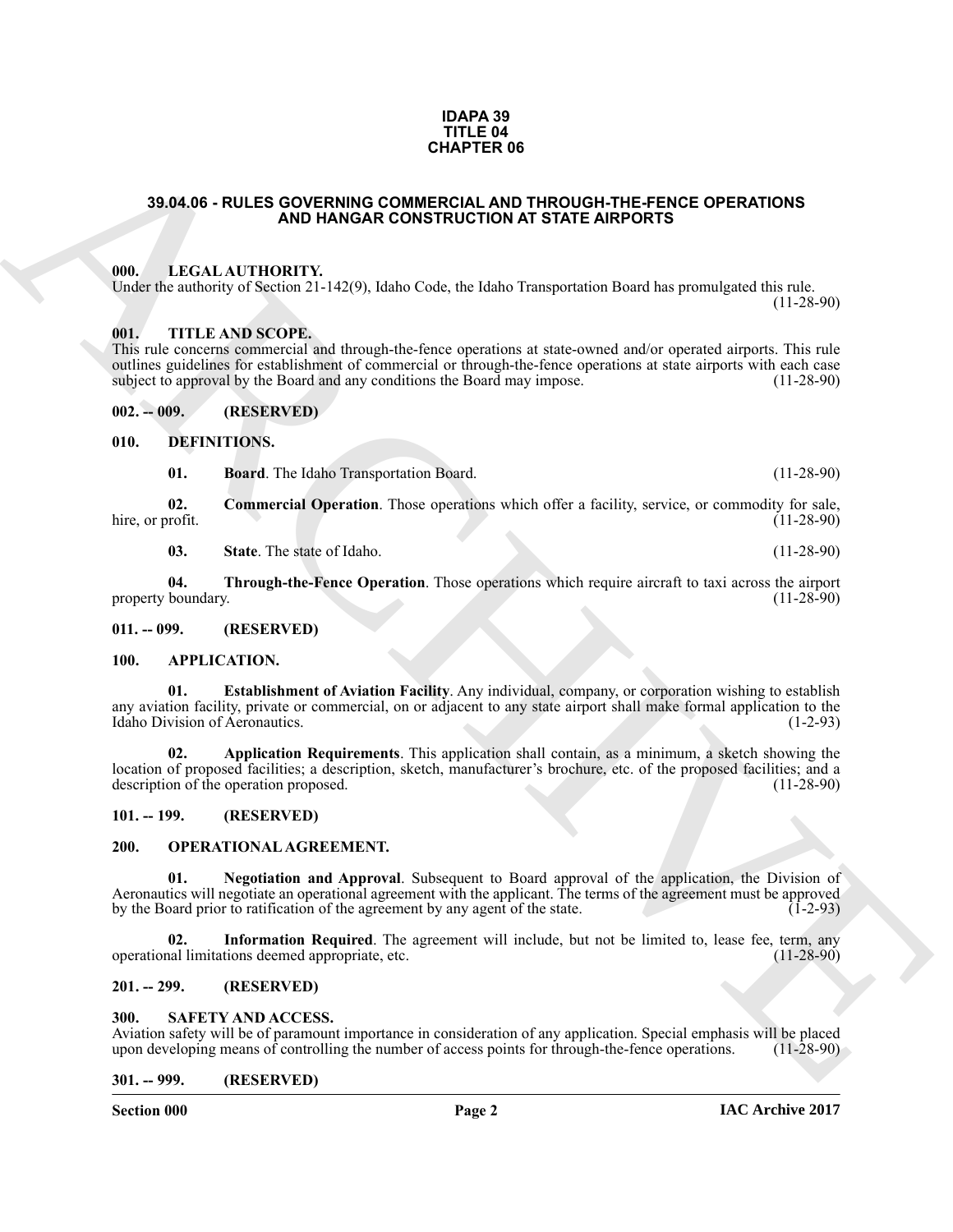**IDAPA 39
TITLE 04
CHAPTER 06**

# 39.04.06 - RULES GOVERNING COMMERCIAL AND THROUGH-THE-FENCE OPERATIONS AND HANGAR CONSTRUCTION AT STATE AIRPORTS

## 000. LEGAL AUTHORITY.

Under the authority of Section 21-142(9), Idaho Code, the Idaho Transportation Board has promulgated this rule. (11-28-90)

## 001. TITLE AND SCOPE.

This rule concerns commercial and through-the-fence operations at state-owned and/or operated airports. This rule outlines guidelines for establishment of commercial or through-the-fence operations at state airports with each case subject to approval by the Board and any conditions the Board may impose. (11-28-90)

## 002. -- 009. (RESERVED)

## 010. DEFINITIONS.

**01. Board**. The Idaho Transportation Board. (11-28-90)

**02. Commercial Operation**. Those operations which offer a facility, service, or commodity for sale, hire, or profit. (11-28-90)

**03. State**. The state of Idaho. (11-28-90)

**04. Through-the-Fence Operation**. Those operations which require aircraft to taxi across the airport property boundary. (11-28-90)

## 011. -- 099. (RESERVED)

## 100. APPLICATION.

**01. Establishment of Aviation Facility**. Any individual, company, or corporation wishing to establish any aviation facility, private or commercial, on or adjacent to any state airport shall make formal application to the Idaho Division of Aeronautics. (1-2-93)

**02. Application Requirements**. This application shall contain, as a minimum, a sketch showing the location of proposed facilities; a description, sketch, manufacturer's brochure, etc. of the proposed facilities; and a description of the operation proposed. (11-28-90)

## 101. -- 199. (RESERVED)

## 200. OPERATIONAL AGREEMENT.

**01. Negotiation and Approval**. Subsequent to Board approval of the application, the Division of Aeronautics will negotiate an operational agreement with the applicant. The terms of the agreement must be approved by the Board prior to ratification of the agreement by any agent of the state. (1-2-93)

**02. Information Required**. The agreement will include, but not be limited to, lease fee, term, any operational limitations deemed appropriate, etc. (11-28-90)

## 201. -- 299. (RESERVED)

## 300. SAFETY AND ACCESS.

Aviation safety will be of paramount importance in consideration of any application. Special emphasis will be placed upon developing means of controlling the number of access points for through-the-fence operations. (11-28-90)

## 301. -- 999. (RESERVED)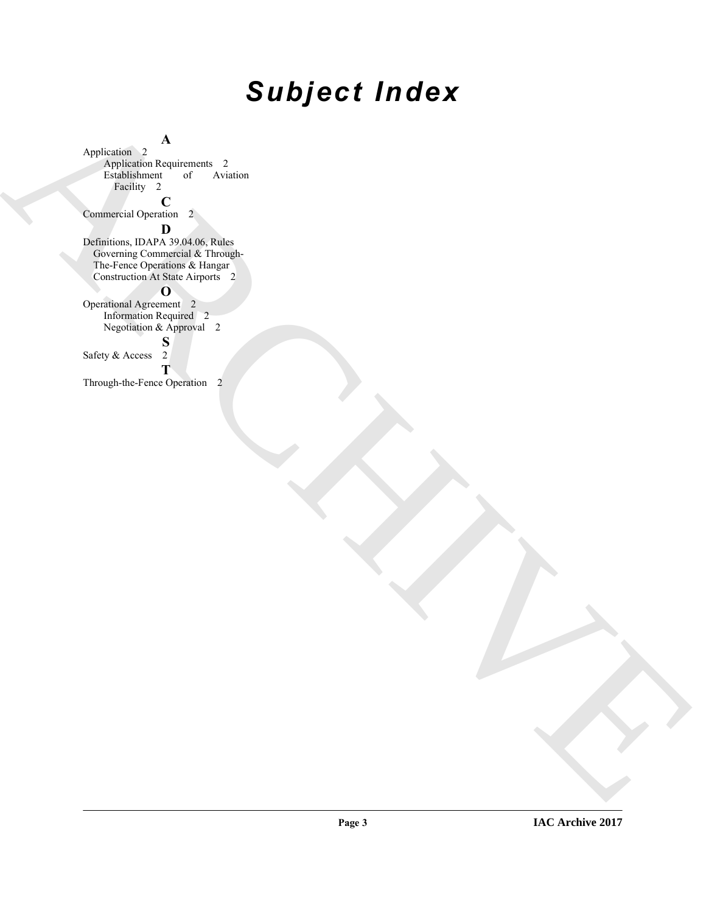# *Subject Index*

**A**

Application 2
- Application Requirements 2
- Establishment of Aviation Facility 2

**C**

Commercial Operation 2

**D**

Definitions, IDAPA 39.04.06, Rules Governing Commercial & Through-The-Fence Operations & Hangar Construction At State Airports 2

**O**

Operational Agreement 2
- Information Required 2
- Negotiation & Approval 2

**S**

Safety & Access 2

**T**

Through-the-Fence Operation 2